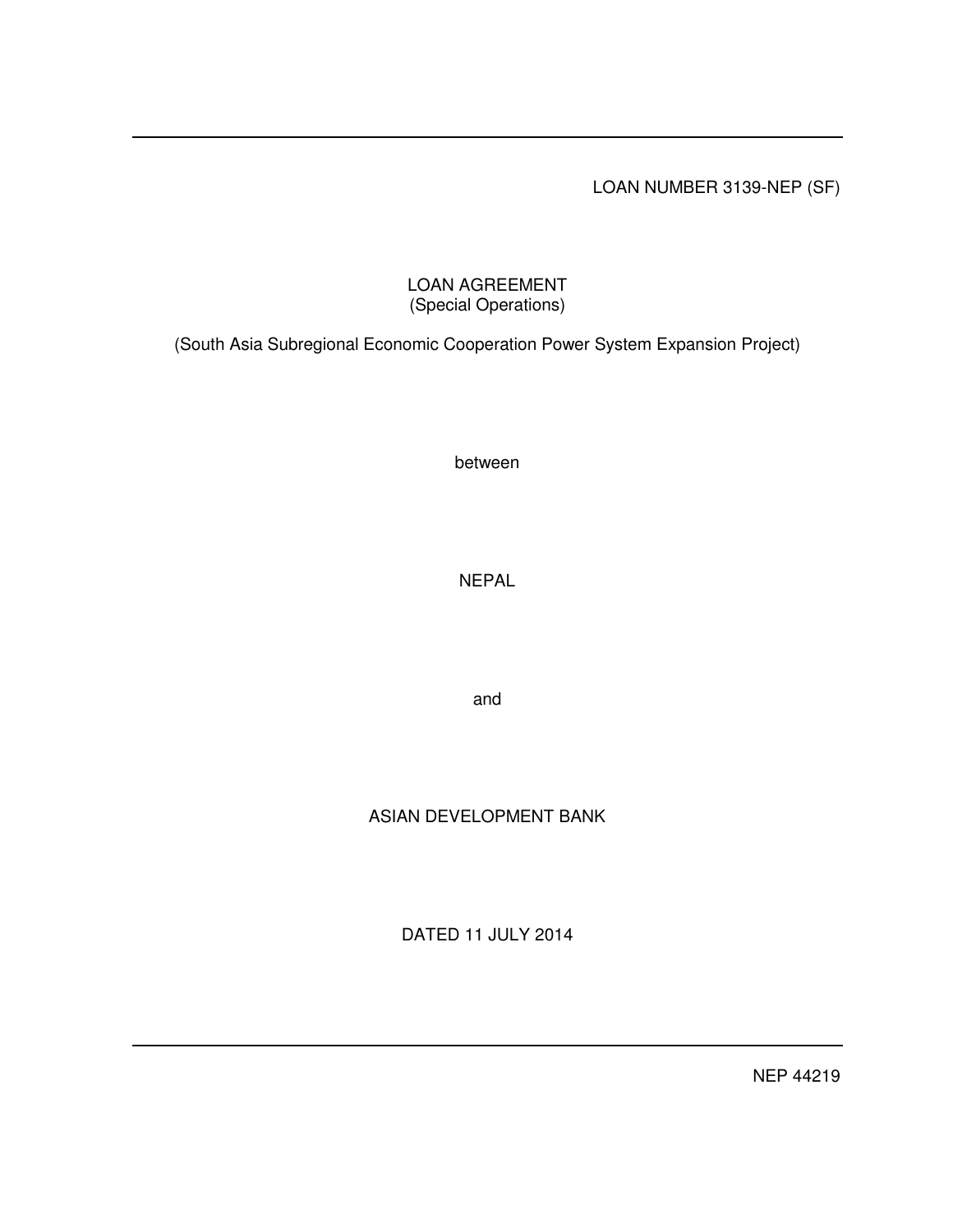LOAN NUMBER 3139-NEP (SF)

# LOAN AGREEMENT
(Special Operations)

(South Asia Subregional Economic Cooperation Power System Expansion Project)

between

NEPAL

and

ASIAN DEVELOPMENT BANK

DATED 11 JULY 2014

NEP 44219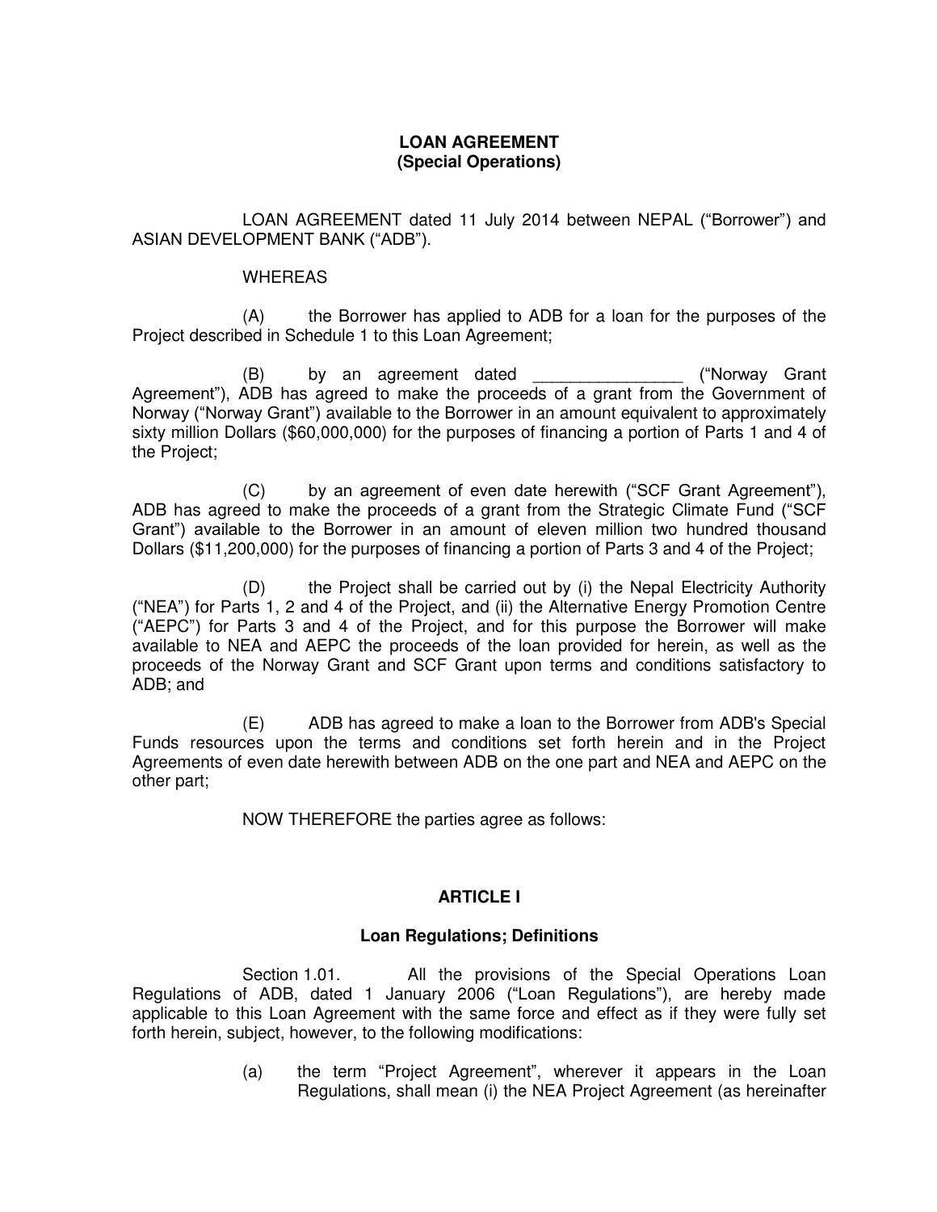# LOAN AGREEMENT
## (Special Operations)

LOAN AGREEMENT dated 11 July 2014 between NEPAL ("Borrower") and ASIAN DEVELOPMENT BANK ("ADB").

WHEREAS

(A) the Borrower has applied to ADB for a loan for the purposes of the Project described in Schedule 1 to this Loan Agreement;

(B) by an agreement dated _______________ ("Norway Grant Agreement"), ADB has agreed to make the proceeds of a grant from the Government of Norway ("Norway Grant") available to the Borrower in an amount equivalent to approximately sixty million Dollars ($60,000,000) for the purposes of financing a portion of Parts 1 and 4 of the Project;

(C) by an agreement of even date herewith ("SCF Grant Agreement"), ADB has agreed to make the proceeds of a grant from the Strategic Climate Fund ("SCF Grant") available to the Borrower in an amount of eleven million two hundred thousand Dollars ($11,200,000) for the purposes of financing a portion of Parts 3 and 4 of the Project;

(D) the Project shall be carried out by (i) the Nepal Electricity Authority ("NEA") for Parts 1, 2 and 4 of the Project, and (ii) the Alternative Energy Promotion Centre ("AEPC") for Parts 3 and 4 of the Project, and for this purpose the Borrower will make available to NEA and AEPC the proceeds of the loan provided for herein, as well as the proceeds of the Norway Grant and SCF Grant upon terms and conditions satisfactory to ADB; and

(E) ADB has agreed to make a loan to the Borrower from ADB's Special Funds resources upon the terms and conditions set forth herein and in the Project Agreements of even date herewith between ADB on the one part and NEA and AEPC on the other part;

NOW THEREFORE the parties agree as follows:

## ARTICLE I

### Loan Regulations; Definitions

Section 1.01. All the provisions of the Special Operations Loan Regulations of ADB, dated 1 January 2006 ("Loan Regulations"), are hereby made applicable to this Loan Agreement with the same force and effect as if they were fully set forth herein, subject, however, to the following modifications:

(a) the term "Project Agreement", wherever it appears in the Loan Regulations, shall mean (i) the NEA Project Agreement (as hereinafter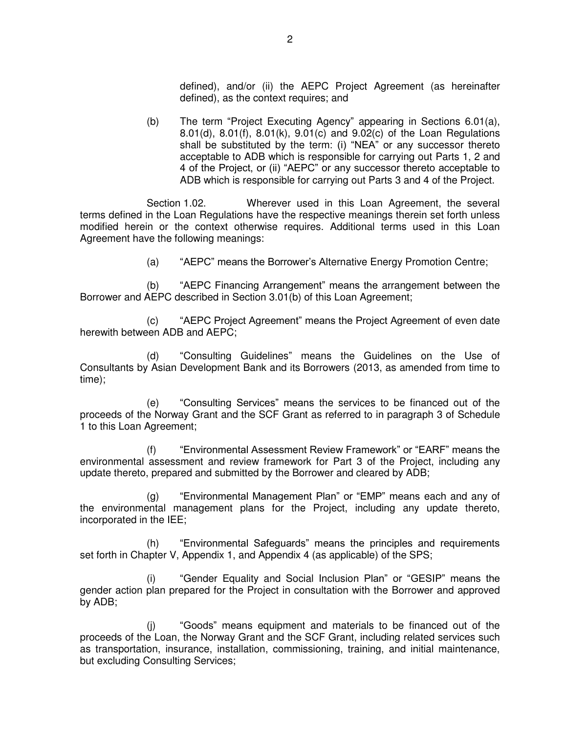defined), and/or (ii) the AEPC Project Agreement (as hereinafter defined), as the context requires; and

(b) The term "Project Executing Agency" appearing in Sections 6.01(a), 8.01(d), 8.01(f), 8.01(k), 9.01(c) and 9.02(c) of the Loan Regulations shall be substituted by the term: (i) "NEA" or any successor thereto acceptable to ADB which is responsible for carrying out Parts 1, 2 and 4 of the Project, or (ii) "AEPC" or any successor thereto acceptable to ADB which is responsible for carrying out Parts 3 and 4 of the Project.

Section 1.02. Wherever used in this Loan Agreement, the several terms defined in the Loan Regulations have the respective meanings therein set forth unless modified herein or the context otherwise requires. Additional terms used in this Loan Agreement have the following meanings:

(a) "AEPC" means the Borrower's Alternative Energy Promotion Centre;

(b) "AEPC Financing Arrangement" means the arrangement between the Borrower and AEPC described in Section 3.01(b) of this Loan Agreement;

(c) "AEPC Project Agreement" means the Project Agreement of even date herewith between ADB and AEPC;

(d) "Consulting Guidelines" means the Guidelines on the Use of Consultants by Asian Development Bank and its Borrowers (2013, as amended from time to time);

(e) "Consulting Services" means the services to be financed out of the proceeds of the Norway Grant and the SCF Grant as referred to in paragraph 3 of Schedule 1 to this Loan Agreement;

(f) "Environmental Assessment Review Framework" or "EARF" means the environmental assessment and review framework for Part 3 of the Project, including any update thereto, prepared and submitted by the Borrower and cleared by ADB;

(g) "Environmental Management Plan" or "EMP" means each and any of the environmental management plans for the Project, including any update thereto, incorporated in the IEE;

(h) "Environmental Safeguards" means the principles and requirements set forth in Chapter V, Appendix 1, and Appendix 4 (as applicable) of the SPS;

(i) "Gender Equality and Social Inclusion Plan" or "GESIP" means the gender action plan prepared for the Project in consultation with the Borrower and approved by ADB;

(j) "Goods" means equipment and materials to be financed out of the proceeds of the Loan, the Norway Grant and the SCF Grant, including related services such as transportation, insurance, installation, commissioning, training, and initial maintenance, but excluding Consulting Services;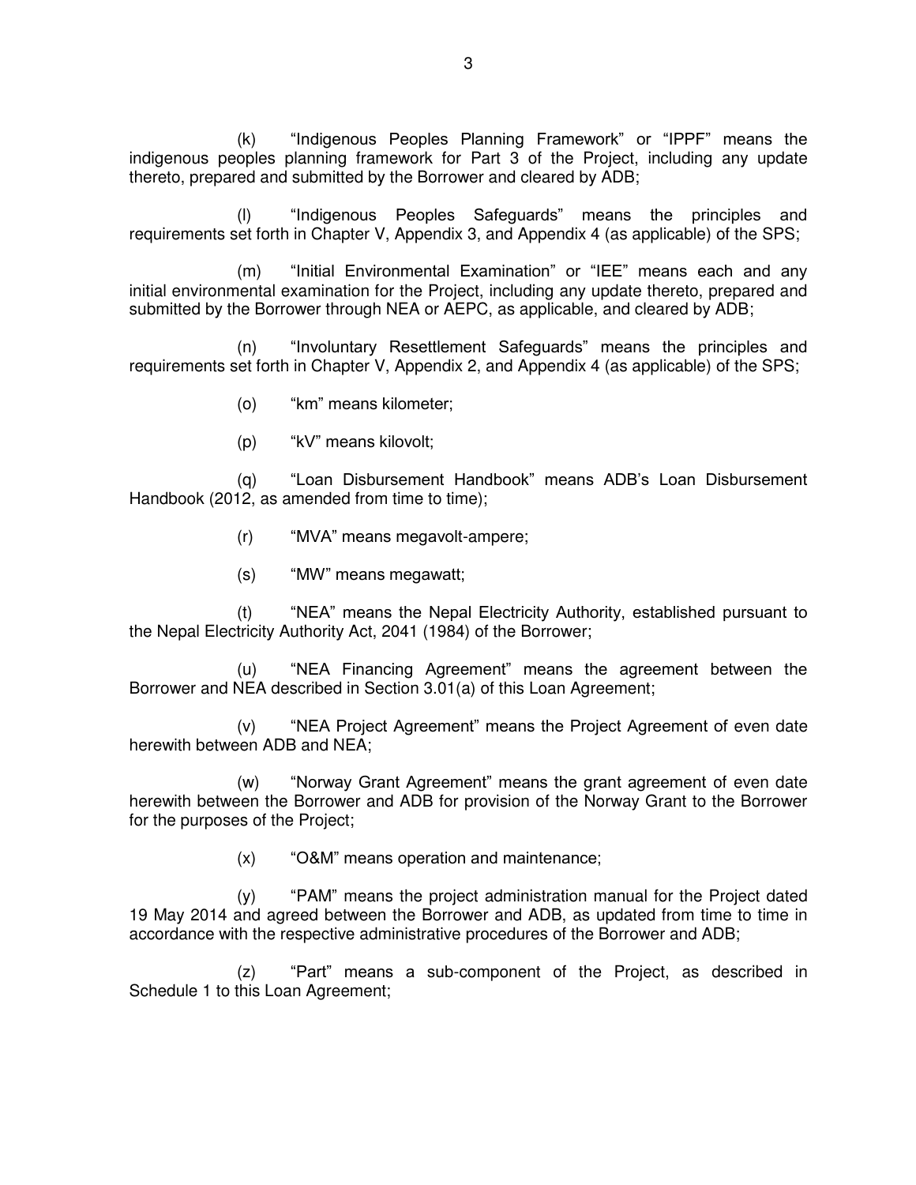(k) "Indigenous Peoples Planning Framework" or "IPPF" means the indigenous peoples planning framework for Part 3 of the Project, including any update thereto, prepared and submitted by the Borrower and cleared by ADB;

(l) "Indigenous Peoples Safeguards" means the principles and requirements set forth in Chapter V, Appendix 3, and Appendix 4 (as applicable) of the SPS;

(m) "Initial Environmental Examination" or "IEE" means each and any initial environmental examination for the Project, including any update thereto, prepared and submitted by the Borrower through NEA or AEPC, as applicable, and cleared by ADB;

(n) "Involuntary Resettlement Safeguards" means the principles and requirements set forth in Chapter V, Appendix 2, and Appendix 4 (as applicable) of the SPS;

(o) "km" means kilometer;

(p) "kV" means kilovolt;

(q) "Loan Disbursement Handbook" means ADB's Loan Disbursement Handbook (2012, as amended from time to time);

(r) "MVA" means megavolt-ampere;

(s) "MW" means megawatt;

(t) "NEA" means the Nepal Electricity Authority, established pursuant to the Nepal Electricity Authority Act, 2041 (1984) of the Borrower;

(u) "NEA Financing Agreement" means the agreement between the Borrower and NEA described in Section 3.01(a) of this Loan Agreement;

(v) "NEA Project Agreement" means the Project Agreement of even date herewith between ADB and NEA;

(w) "Norway Grant Agreement" means the grant agreement of even date herewith between the Borrower and ADB for provision of the Norway Grant to the Borrower for the purposes of the Project;

(x) "O&M" means operation and maintenance;

(y) "PAM" means the project administration manual for the Project dated 19 May 2014 and agreed between the Borrower and ADB, as updated from time to time in accordance with the respective administrative procedures of the Borrower and ADB;

(z) "Part" means a sub-component of the Project, as described in Schedule 1 to this Loan Agreement;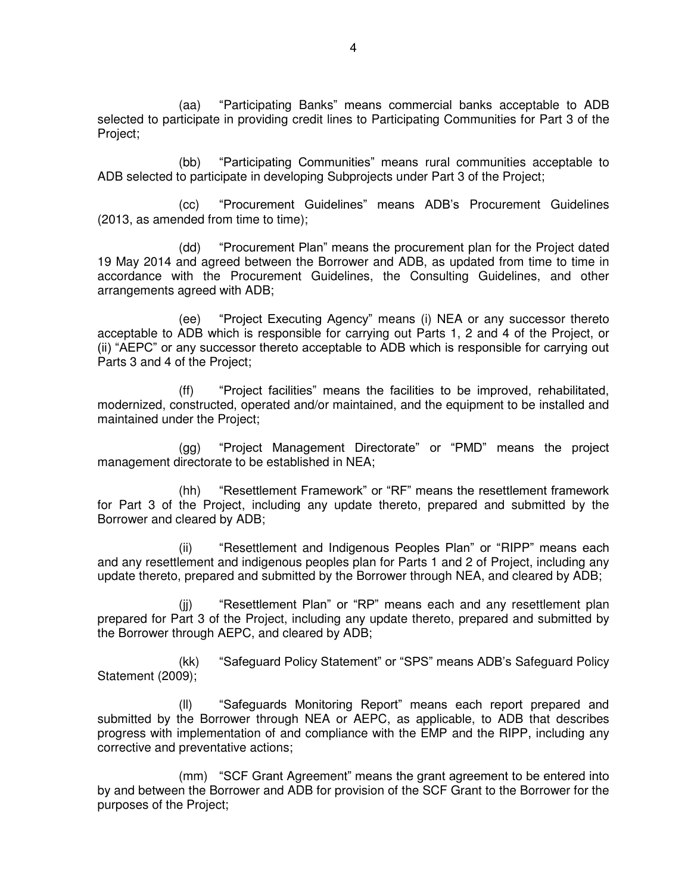(aa) "Participating Banks" means commercial banks acceptable to ADB selected to participate in providing credit lines to Participating Communities for Part 3 of the Project;

(bb) "Participating Communities" means rural communities acceptable to ADB selected to participate in developing Subprojects under Part 3 of the Project;

(cc) "Procurement Guidelines" means ADB's Procurement Guidelines (2013, as amended from time to time);

(dd) "Procurement Plan" means the procurement plan for the Project dated 19 May 2014 and agreed between the Borrower and ADB, as updated from time to time in accordance with the Procurement Guidelines, the Consulting Guidelines, and other arrangements agreed with ADB;

(ee) "Project Executing Agency" means (i) NEA or any successor thereto acceptable to ADB which is responsible for carrying out Parts 1, 2 and 4 of the Project, or (ii) "AEPC" or any successor thereto acceptable to ADB which is responsible for carrying out Parts 3 and 4 of the Project;

(ff) "Project facilities" means the facilities to be improved, rehabilitated, modernized, constructed, operated and/or maintained, and the equipment to be installed and maintained under the Project;

(gg) "Project Management Directorate" or "PMD" means the project management directorate to be established in NEA;

(hh) "Resettlement Framework" or "RF" means the resettlement framework for Part 3 of the Project, including any update thereto, prepared and submitted by the Borrower and cleared by ADB;

(ii) "Resettlement and Indigenous Peoples Plan" or "RIPP" means each and any resettlement and indigenous peoples plan for Parts 1 and 2 of Project, including any update thereto, prepared and submitted by the Borrower through NEA, and cleared by ADB;

(jj) "Resettlement Plan" or "RP" means each and any resettlement plan prepared for Part 3 of the Project, including any update thereto, prepared and submitted by the Borrower through AEPC, and cleared by ADB;

(kk) "Safeguard Policy Statement" or "SPS" means ADB's Safeguard Policy Statement (2009);

(ll) "Safeguards Monitoring Report" means each report prepared and submitted by the Borrower through NEA or AEPC, as applicable, to ADB that describes progress with implementation of and compliance with the EMP and the RIPP, including any corrective and preventative actions;

(mm) "SCF Grant Agreement" means the grant agreement to be entered into by and between the Borrower and ADB for provision of the SCF Grant to the Borrower for the purposes of the Project;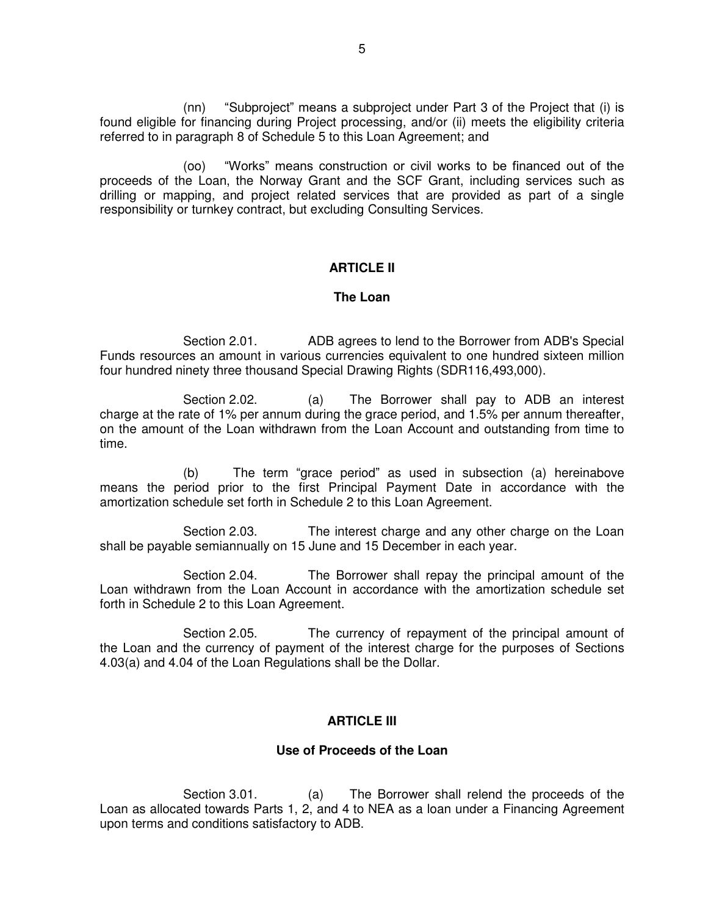(nn) "Subproject" means a subproject under Part 3 of the Project that (i) is found eligible for financing during Project processing, and/or (ii) meets the eligibility criteria referred to in paragraph 8 of Schedule 5 to this Loan Agreement; and

(oo) "Works" means construction or civil works to be financed out of the proceeds of the Loan, the Norway Grant and the SCF Grant, including services such as drilling or mapping, and project related services that are provided as part of a single responsibility or turnkey contract, but excluding Consulting Services.

## ARTICLE II

### The Loan

Section 2.01. ADB agrees to lend to the Borrower from ADB's Special Funds resources an amount in various currencies equivalent to one hundred sixteen million four hundred ninety three thousand Special Drawing Rights (SDR116,493,000).

Section 2.02. (a) The Borrower shall pay to ADB an interest charge at the rate of 1% per annum during the grace period, and 1.5% per annum thereafter, on the amount of the Loan withdrawn from the Loan Account and outstanding from time to time.

(b) The term "grace period" as used in subsection (a) hereinabove means the period prior to the first Principal Payment Date in accordance with the amortization schedule set forth in Schedule 2 to this Loan Agreement.

Section 2.03. The interest charge and any other charge on the Loan shall be payable semiannually on 15 June and 15 December in each year.

Section 2.04. The Borrower shall repay the principal amount of the Loan withdrawn from the Loan Account in accordance with the amortization schedule set forth in Schedule 2 to this Loan Agreement.

Section 2.05. The currency of repayment of the principal amount of the Loan and the currency of payment of the interest charge for the purposes of Sections 4.03(a) and 4.04 of the Loan Regulations shall be the Dollar.

## ARTICLE III

### Use of Proceeds of the Loan

Section 3.01. (a) The Borrower shall relend the proceeds of the Loan as allocated towards Parts 1, 2, and 4 to NEA as a loan under a Financing Agreement upon terms and conditions satisfactory to ADB.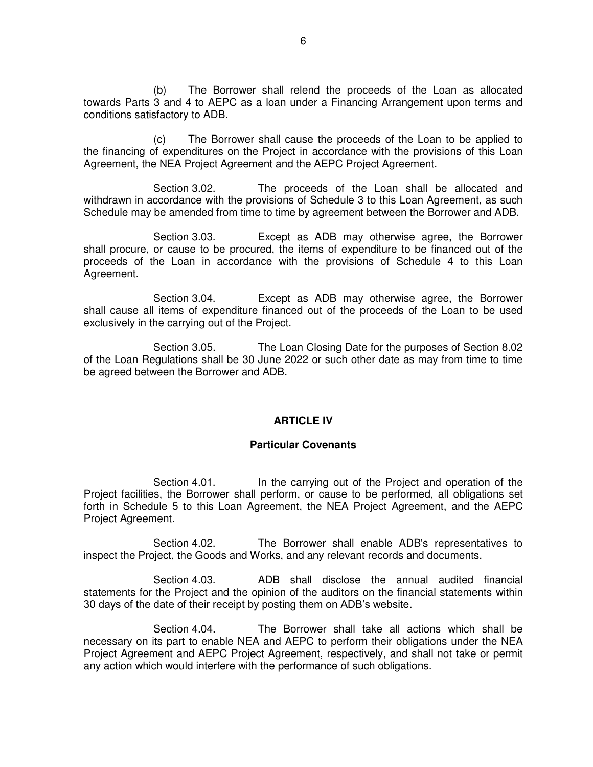(b) The Borrower shall relend the proceeds of the Loan as allocated towards Parts 3 and 4 to AEPC as a loan under a Financing Arrangement upon terms and conditions satisfactory to ADB.

(c) The Borrower shall cause the proceeds of the Loan to be applied to the financing of expenditures on the Project in accordance with the provisions of this Loan Agreement, the NEA Project Agreement and the AEPC Project Agreement.

Section 3.02. The proceeds of the Loan shall be allocated and withdrawn in accordance with the provisions of Schedule 3 to this Loan Agreement, as such Schedule may be amended from time to time by agreement between the Borrower and ADB.

Section 3.03. Except as ADB may otherwise agree, the Borrower shall procure, or cause to be procured, the items of expenditure to be financed out of the proceeds of the Loan in accordance with the provisions of Schedule 4 to this Loan Agreement.

Section 3.04. Except as ADB may otherwise agree, the Borrower shall cause all items of expenditure financed out of the proceeds of the Loan to be used exclusively in the carrying out of the Project.

Section 3.05. The Loan Closing Date for the purposes of Section 8.02 of the Loan Regulations shall be 30 June 2022 or such other date as may from time to time be agreed between the Borrower and ADB.

## ARTICLE IV

### Particular Covenants

Section 4.01. In the carrying out of the Project and operation of the Project facilities, the Borrower shall perform, or cause to be performed, all obligations set forth in Schedule 5 to this Loan Agreement, the NEA Project Agreement, and the AEPC Project Agreement.

Section 4.02. The Borrower shall enable ADB's representatives to inspect the Project, the Goods and Works, and any relevant records and documents.

Section 4.03. ADB shall disclose the annual audited financial statements for the Project and the opinion of the auditors on the financial statements within 30 days of the date of their receipt by posting them on ADB's website.

Section 4.04. The Borrower shall take all actions which shall be necessary on its part to enable NEA and AEPC to perform their obligations under the NEA Project Agreement and AEPC Project Agreement, respectively, and shall not take or permit any action which would interfere with the performance of such obligations.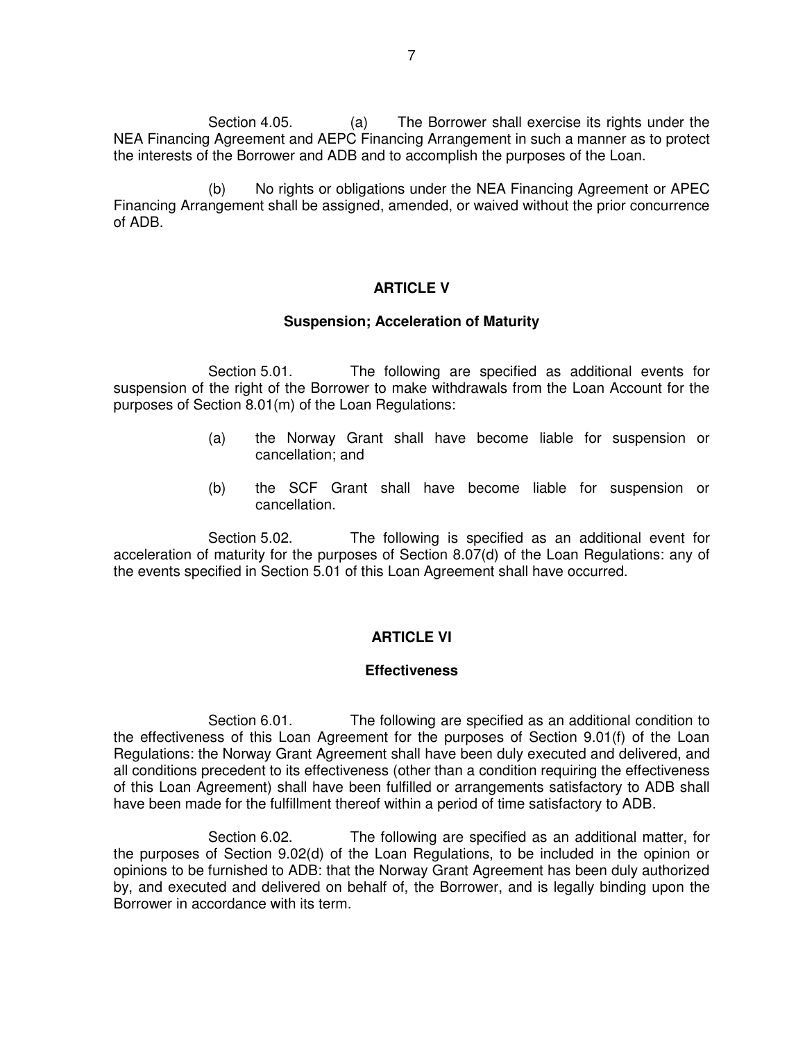Section 4.05. (a) The Borrower shall exercise its rights under the NEA Financing Agreement and AEPC Financing Arrangement in such a manner as to protect the interests of the Borrower and ADB and to accomplish the purposes of the Loan.

(b) No rights or obligations under the NEA Financing Agreement or APEC Financing Arrangement shall be assigned, amended, or waived without the prior concurrence of ADB.

## ARTICLE V

### Suspension; Acceleration of Maturity

Section 5.01. The following are specified as additional events for suspension of the right of the Borrower to make withdrawals from the Loan Account for the purposes of Section 8.01(m) of the Loan Regulations:

(a) the Norway Grant shall have become liable for suspension or cancellation; and

(b) the SCF Grant shall have become liable for suspension or cancellation.

Section 5.02. The following is specified as an additional event for acceleration of maturity for the purposes of Section 8.07(d) of the Loan Regulations: any of the events specified in Section 5.01 of this Loan Agreement shall have occurred.

## ARTICLE VI

### Effectiveness

Section 6.01. The following are specified as an additional condition to the effectiveness of this Loan Agreement for the purposes of Section 9.01(f) of the Loan Regulations: the Norway Grant Agreement shall have been duly executed and delivered, and all conditions precedent to its effectiveness (other than a condition requiring the effectiveness of this Loan Agreement) shall have been fulfilled or arrangements satisfactory to ADB shall have been made for the fulfillment thereof within a period of time satisfactory to ADB.

Section 6.02. The following are specified as an additional matter, for the purposes of Section 9.02(d) of the Loan Regulations, to be included in the opinion or opinions to be furnished to ADB: that the Norway Grant Agreement has been duly authorized by, and executed and delivered on behalf of, the Borrower, and is legally binding upon the Borrower in accordance with its term.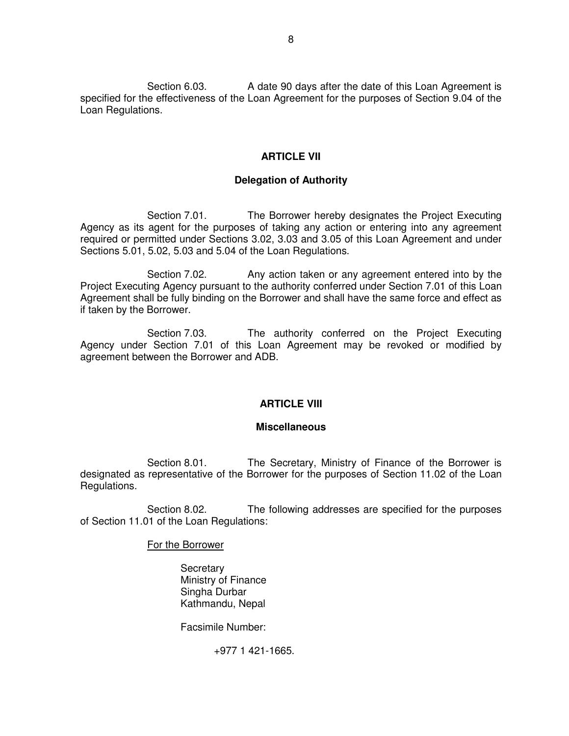Section 6.03. A date 90 days after the date of this Loan Agreement is specified for the effectiveness of the Loan Agreement for the purposes of Section 9.04 of the Loan Regulations.

## ARTICLE VII

### Delegation of Authority

Section 7.01. The Borrower hereby designates the Project Executing Agency as its agent for the purposes of taking any action or entering into any agreement required or permitted under Sections 3.02, 3.03 and 3.05 of this Loan Agreement and under Sections 5.01, 5.02, 5.03 and 5.04 of the Loan Regulations.

Section 7.02. Any action taken or any agreement entered into by the Project Executing Agency pursuant to the authority conferred under Section 7.01 of this Loan Agreement shall be fully binding on the Borrower and shall have the same force and effect as if taken by the Borrower.

Section 7.03. The authority conferred on the Project Executing Agency under Section 7.01 of this Loan Agreement may be revoked or modified by agreement between the Borrower and ADB.

## ARTICLE VIII

### Miscellaneous

Section 8.01. The Secretary, Ministry of Finance of the Borrower is designated as representative of the Borrower for the purposes of Section 11.02 of the Loan Regulations.

Section 8.02. The following addresses are specified for the purposes of Section 11.01 of the Loan Regulations:

For the Borrower

Secretary
Ministry of Finance
Singha Durbar
Kathmandu, Nepal

Facsimile Number:

+977 1 421-1665.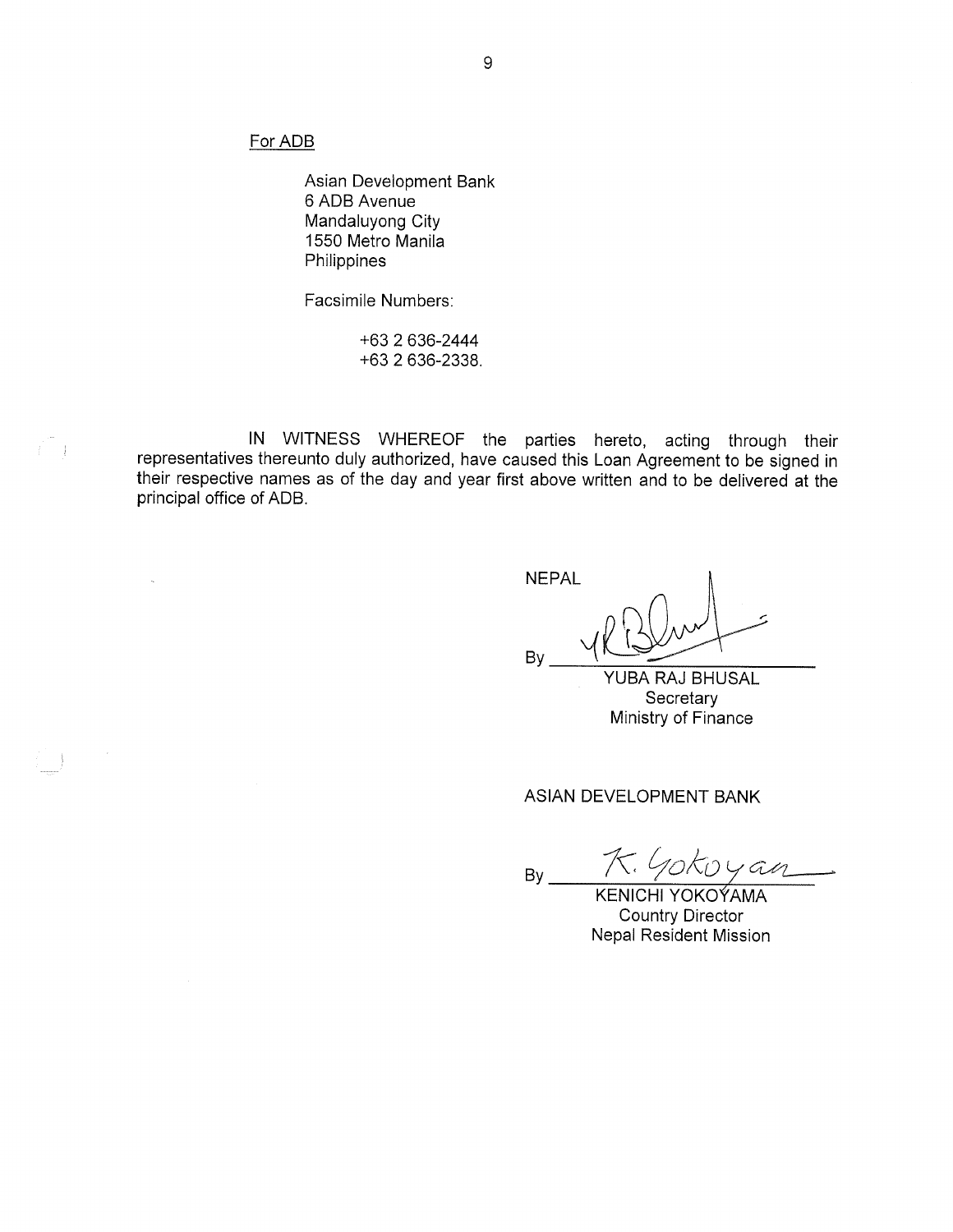For ADB

Asian Development Bank
6 ADB Avenue
Mandaluyong City
1550 Metro Manila
Philippines

Facsimile Numbers:

+63 2 636-2444
+63 2 636-2338.

IN WITNESS WHEREOF the parties hereto, acting through their representatives thereunto duly authorized, have caused this Loan Agreement to be signed in their respective names as of the day and year first above written and to be delivered at the principal office of ADB.

NEPAL

By ______________________
YUBA RAJ BHUSAL
Secretary
Ministry of Finance

ASIAN DEVELOPMENT BANK

By ______________________
KENICHI YOKOYAMA
Country Director
Nepal Resident Mission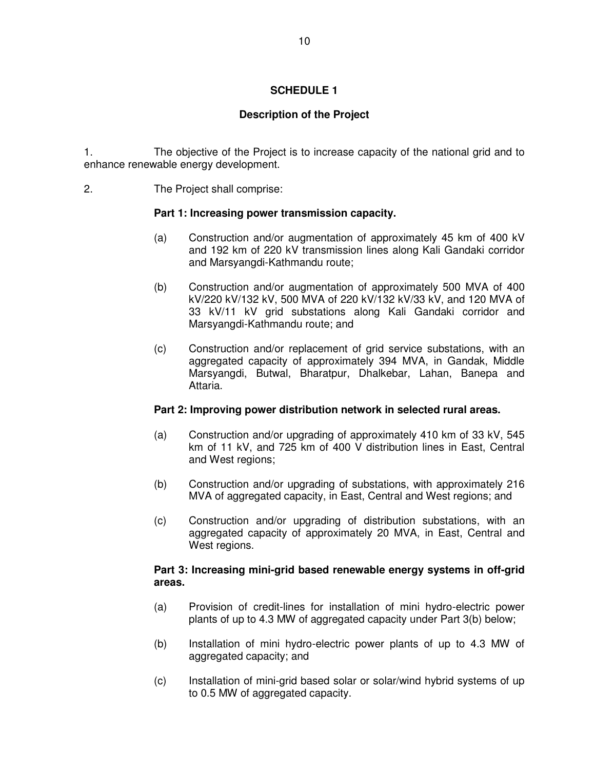## SCHEDULE 1

### Description of the Project

1. The objective of the Project is to increase capacity of the national grid and to enhance renewable energy development.

2. The Project shall comprise:

**Part 1: Increasing power transmission capacity.**

(a) Construction and/or augmentation of approximately 45 km of 400 kV and 192 km of 220 kV transmission lines along Kali Gandaki corridor and Marsyangdi-Kathmandu route;

(b) Construction and/or augmentation of approximately 500 MVA of 400 kV/220 kV/132 kV, 500 MVA of 220 kV/132 kV/33 kV, and 120 MVA of 33 kV/11 kV grid substations along Kali Gandaki corridor and Marsyangdi-Kathmandu route; and

(c) Construction and/or replacement of grid service substations, with an aggregated capacity of approximately 394 MVA, in Gandak, Middle Marsyangdi, Butwal, Bharatpur, Dhalkebar, Lahan, Banepa and Attaria.

**Part 2: Improving power distribution network in selected rural areas.**

(a) Construction and/or upgrading of approximately 410 km of 33 kV, 545 km of 11 kV, and 725 km of 400 V distribution lines in East, Central and West regions;

(b) Construction and/or upgrading of substations, with approximately 216 MVA of aggregated capacity, in East, Central and West regions; and

(c) Construction and/or upgrading of distribution substations, with an aggregated capacity of approximately 20 MVA, in East, Central and West regions.

**Part 3: Increasing mini-grid based renewable energy systems in off-grid areas.**

(a) Provision of credit-lines for installation of mini hydro-electric power plants of up to 4.3 MW of aggregated capacity under Part 3(b) below;

(b) Installation of mini hydro-electric power plants of up to 4.3 MW of aggregated capacity; and

(c) Installation of mini-grid based solar or solar/wind hybrid systems of up to 0.5 MW of aggregated capacity.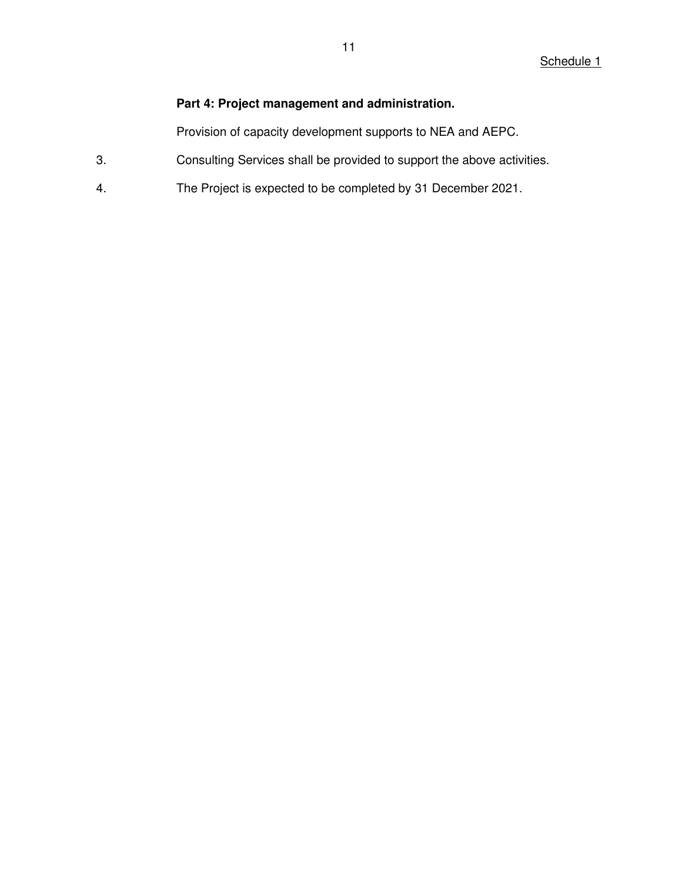Schedule 1

**Part 4: Project management and administration.**

Provision of capacity development supports to NEA and AEPC.

3. Consulting Services shall be provided to support the above activities.

4. The Project is expected to be completed by 31 December 2021.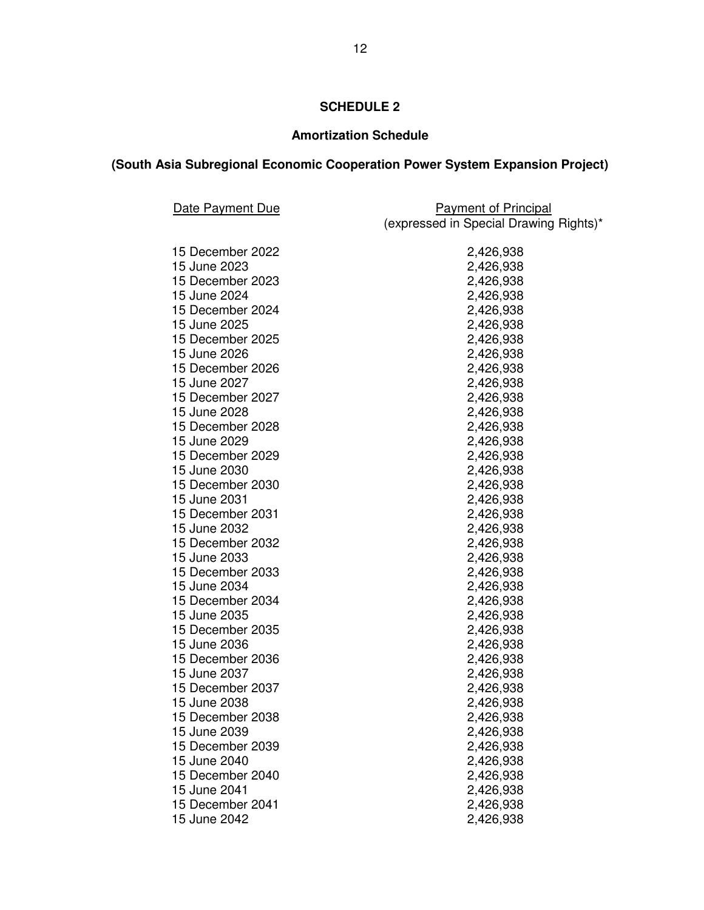**SCHEDULE 2**

**Amortization Schedule**

**(South Asia Subregional Economic Cooperation Power System Expansion Project)**

| Date Payment Due | Payment of Principal (expressed in Special Drawing Rights)* |
|---|---|
| 15 December 2022 | 2,426,938 |
| 15 June 2023 | 2,426,938 |
| 15 December 2023 | 2,426,938 |
| 15 June 2024 | 2,426,938 |
| 15 December 2024 | 2,426,938 |
| 15 June 2025 | 2,426,938 |
| 15 December 2025 | 2,426,938 |
| 15 June 2026 | 2,426,938 |
| 15 December 2026 | 2,426,938 |
| 15 June 2027 | 2,426,938 |
| 15 December 2027 | 2,426,938 |
| 15 June 2028 | 2,426,938 |
| 15 December 2028 | 2,426,938 |
| 15 June 2029 | 2,426,938 |
| 15 December 2029 | 2,426,938 |
| 15 June 2030 | 2,426,938 |
| 15 December 2030 | 2,426,938 |
| 15 June 2031 | 2,426,938 |
| 15 December 2031 | 2,426,938 |
| 15 June 2032 | 2,426,938 |
| 15 December 2032 | 2,426,938 |
| 15 June 2033 | 2,426,938 |
| 15 December 2033 | 2,426,938 |
| 15 June 2034 | 2,426,938 |
| 15 December 2034 | 2,426,938 |
| 15 June 2035 | 2,426,938 |
| 15 December 2035 | 2,426,938 |
| 15 June 2036 | 2,426,938 |
| 15 December 2036 | 2,426,938 |
| 15 June 2037 | 2,426,938 |
| 15 December 2037 | 2,426,938 |
| 15 June 2038 | 2,426,938 |
| 15 December 2038 | 2,426,938 |
| 15 June 2039 | 2,426,938 |
| 15 December 2039 | 2,426,938 |
| 15 June 2040 | 2,426,938 |
| 15 December 2040 | 2,426,938 |
| 15 June 2041 | 2,426,938 |
| 15 December 2041 | 2,426,938 |
| 15 June 2042 | 2,426,938 |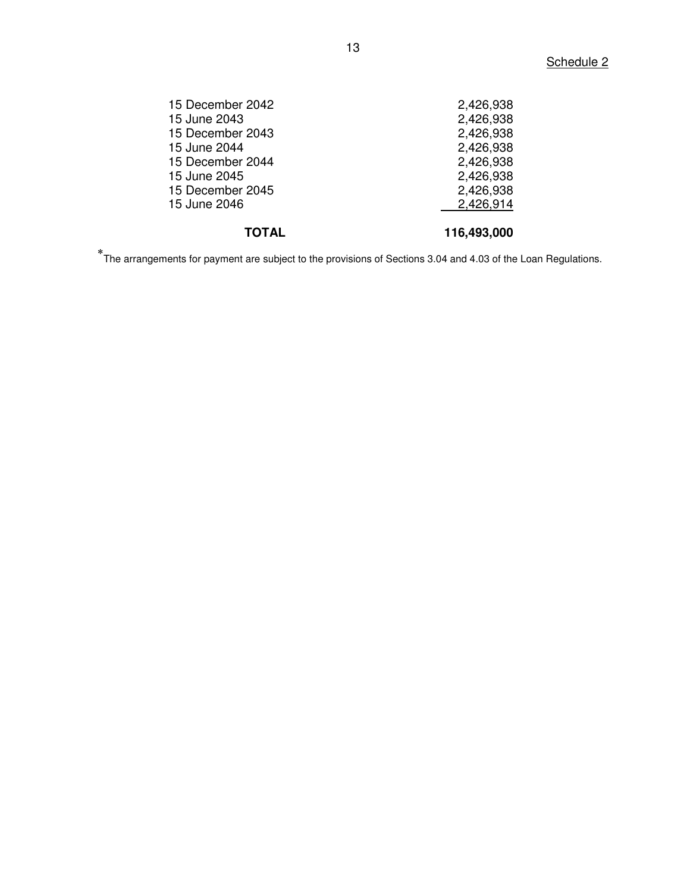Schedule 2

| | |
|---|---|
| 15 December 2042 | 2,426,938 |
| 15 June 2043 | 2,426,938 |
| 15 December 2043 | 2,426,938 |
| 15 June 2044 | 2,426,938 |
| 15 December 2044 | 2,426,938 |
| 15 June 2045 | 2,426,938 |
| 15 December 2045 | 2,426,938 |
| 15 June 2046 | 2,426,914 |
| **TOTAL** | **116,493,000** |

*The arrangements for payment are subject to the provisions of Sections 3.04 and 4.03 of the Loan Regulations.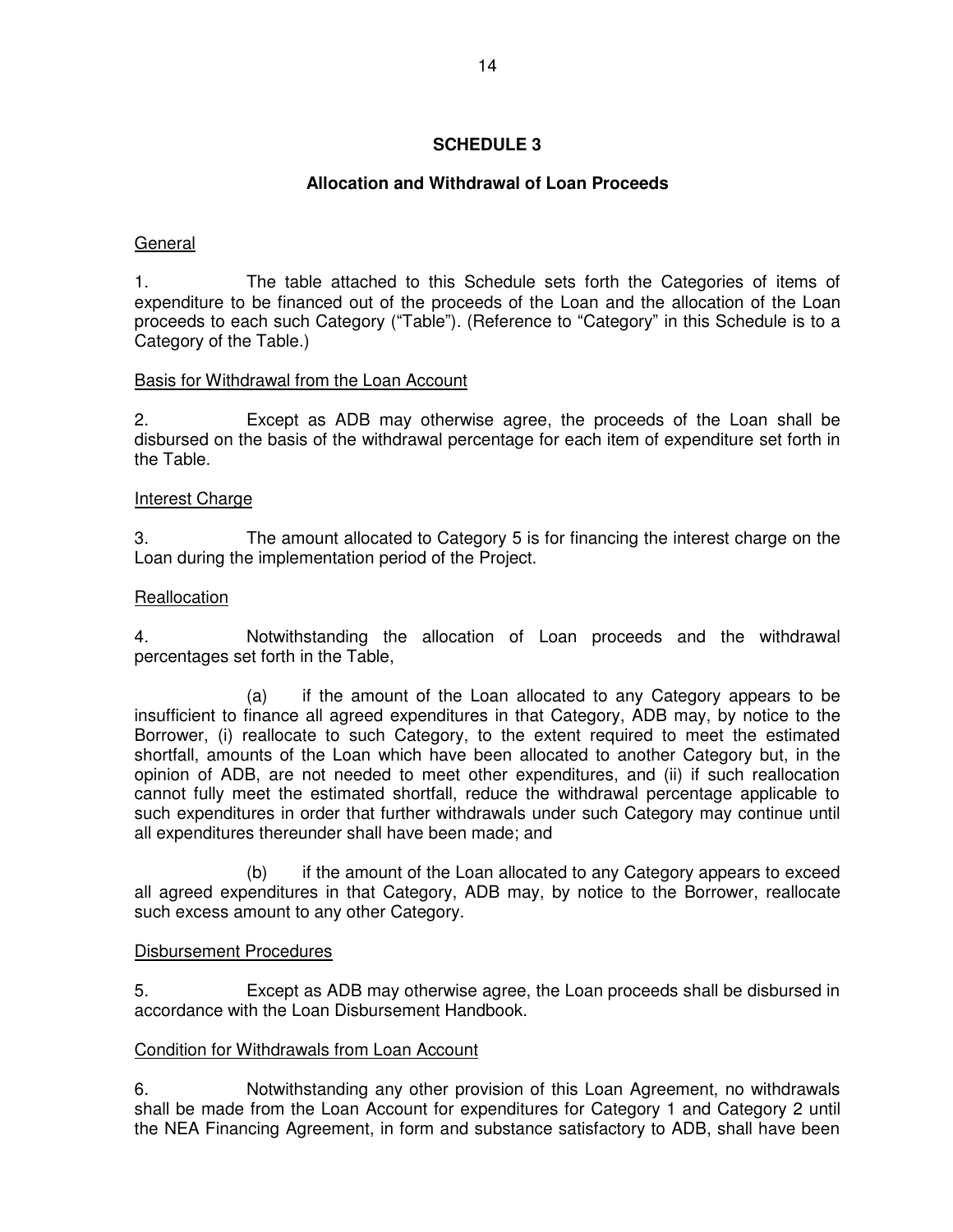## SCHEDULE 3

### Allocation and Withdrawal of Loan Proceeds

General

1. The table attached to this Schedule sets forth the Categories of items of expenditure to be financed out of the proceeds of the Loan and the allocation of the Loan proceeds to each such Category ("Table"). (Reference to "Category" in this Schedule is to a Category of the Table.)

Basis for Withdrawal from the Loan Account

2. Except as ADB may otherwise agree, the proceeds of the Loan shall be disbursed on the basis of the withdrawal percentage for each item of expenditure set forth in the Table.

Interest Charge

3. The amount allocated to Category 5 is for financing the interest charge on the Loan during the implementation period of the Project.

Reallocation

4. Notwithstanding the allocation of Loan proceeds and the withdrawal percentages set forth in the Table,

(a) if the amount of the Loan allocated to any Category appears to be insufficient to finance all agreed expenditures in that Category, ADB may, by notice to the Borrower, (i) reallocate to such Category, to the extent required to meet the estimated shortfall, amounts of the Loan which have been allocated to another Category but, in the opinion of ADB, are not needed to meet other expenditures, and (ii) if such reallocation cannot fully meet the estimated shortfall, reduce the withdrawal percentage applicable to such expenditures in order that further withdrawals under such Category may continue until all expenditures thereunder shall have been made; and

(b) if the amount of the Loan allocated to any Category appears to exceed all agreed expenditures in that Category, ADB may, by notice to the Borrower, reallocate such excess amount to any other Category.

Disbursement Procedures

5. Except as ADB may otherwise agree, the Loan proceeds shall be disbursed in accordance with the Loan Disbursement Handbook.

Condition for Withdrawals from Loan Account

6. Notwithstanding any other provision of this Loan Agreement, no withdrawals shall be made from the Loan Account for expenditures for Category 1 and Category 2 until the NEA Financing Agreement, in form and substance satisfactory to ADB, shall have been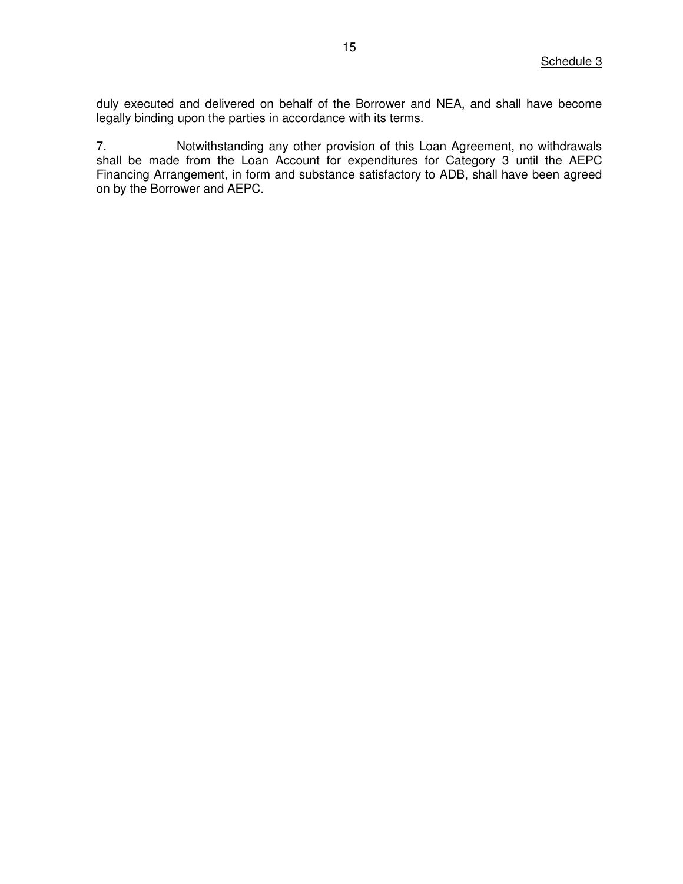Schedule 3

duly executed and delivered on behalf of the Borrower and NEA, and shall have become legally binding upon the parties in accordance with its terms.

7. Notwithstanding any other provision of this Loan Agreement, no withdrawals shall be made from the Loan Account for expenditures for Category 3 until the AEPC Financing Arrangement, in form and substance satisfactory to ADB, shall have been agreed on by the Borrower and AEPC.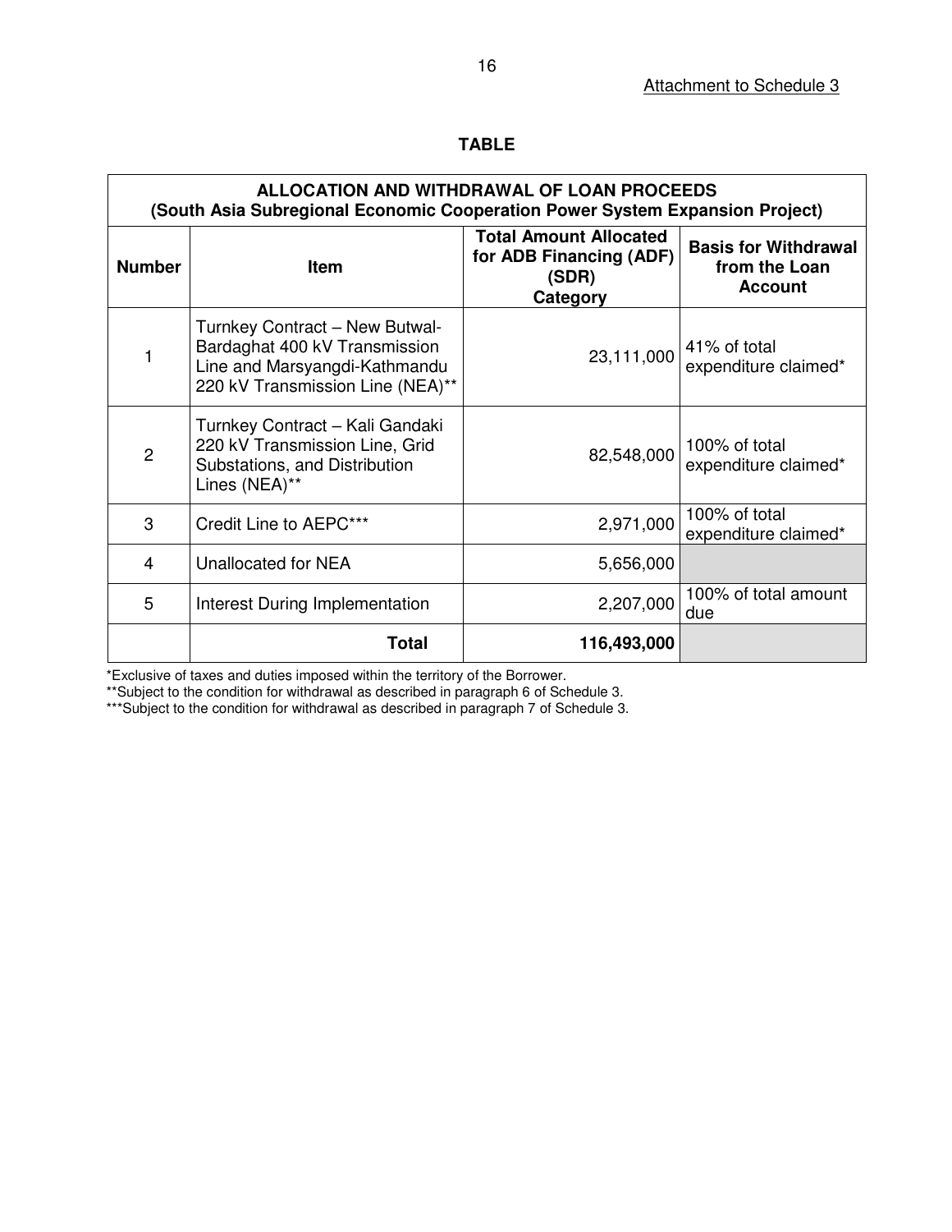Attachment to Schedule 3

**TABLE**

| ALLOCATION AND WITHDRAWAL OF LOAN PROCEEDS (South Asia Subregional Economic Cooperation Power System Expansion Project) | | | |
|---|---|---|---|
| **Number** | **Item** | **Total Amount Allocated for ADB Financing (ADF) (SDR) Category** | **Basis for Withdrawal from the Loan Account** |
| 1 | Turnkey Contract – New Butwal-Bardaghat 400 kV Transmission Line and Marsyangdi-Kathmandu 220 kV Transmission Line (NEA)** | 23,111,000 | 41% of total expenditure claimed* |
| 2 | Turnkey Contract – Kali Gandaki 220 kV Transmission Line, Grid Substations, and Distribution Lines (NEA)** | 82,548,000 | 100% of total expenditure claimed* |
| 3 | Credit Line to AEPC*** | 2,971,000 | 100% of total expenditure claimed* |
| 4 | Unallocated for NEA | 5,656,000 | |
| 5 | Interest During Implementation | 2,207,000 | 100% of total amount due |
| | **Total** | **116,493,000** | |

*Exclusive of taxes and duties imposed within the territory of the Borrower.

**Subject to the condition for withdrawal as described in paragraph 6 of Schedule 3.

***Subject to the condition for withdrawal as described in paragraph 7 of Schedule 3.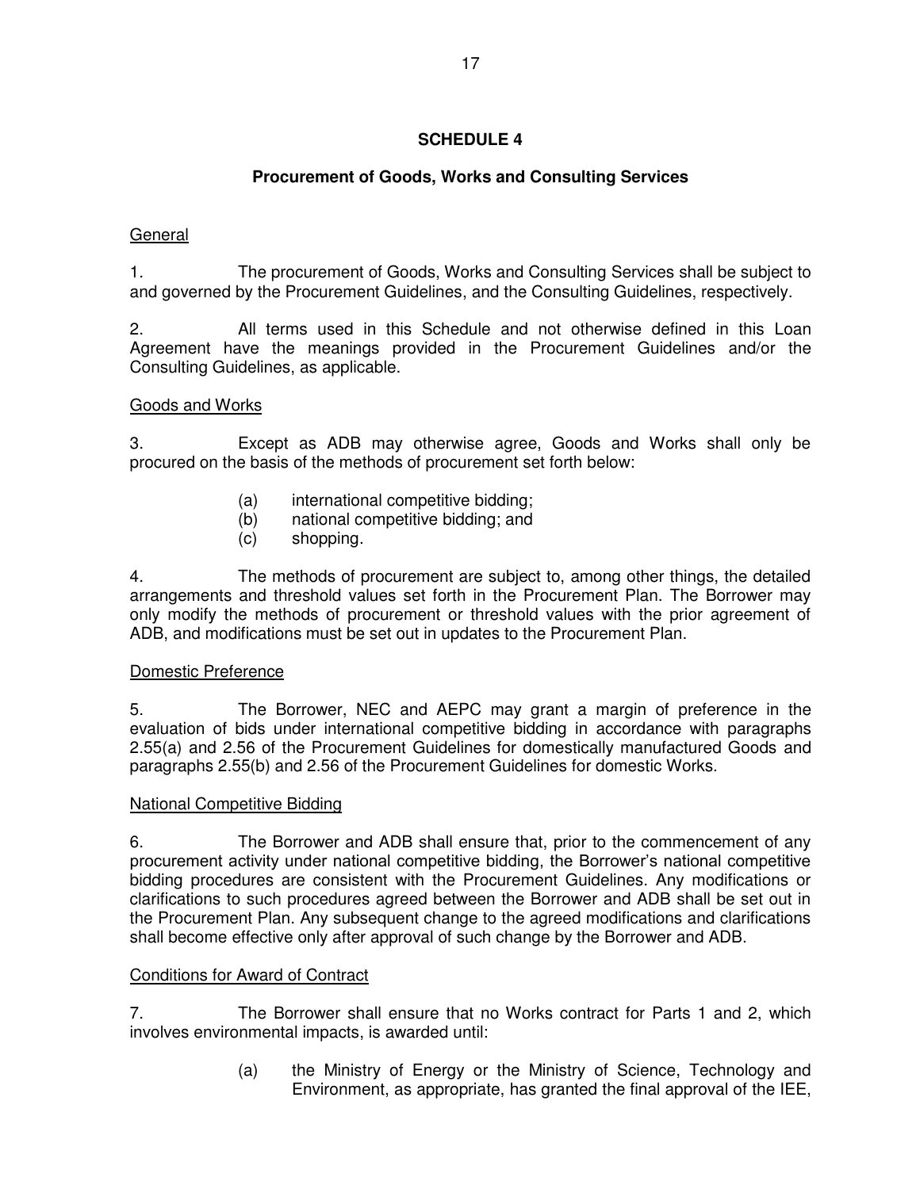## SCHEDULE 4

### Procurement of Goods, Works and Consulting Services

General

1. The procurement of Goods, Works and Consulting Services shall be subject to and governed by the Procurement Guidelines, and the Consulting Guidelines, respectively.

2. All terms used in this Schedule and not otherwise defined in this Loan Agreement have the meanings provided in the Procurement Guidelines and/or the Consulting Guidelines, as applicable.

Goods and Works

3. Except as ADB may otherwise agree, Goods and Works shall only be procured on the basis of the methods of procurement set forth below:

   (a) international competitive bidding;
   (b) national competitive bidding; and
   (c) shopping.

4. The methods of procurement are subject to, among other things, the detailed arrangements and threshold values set forth in the Procurement Plan. The Borrower may only modify the methods of procurement or threshold values with the prior agreement of ADB, and modifications must be set out in updates to the Procurement Plan.

Domestic Preference

5. The Borrower, NEC and AEPC may grant a margin of preference in the evaluation of bids under international competitive bidding in accordance with paragraphs 2.55(a) and 2.56 of the Procurement Guidelines for domestically manufactured Goods and paragraphs 2.55(b) and 2.56 of the Procurement Guidelines for domestic Works.

National Competitive Bidding

6. The Borrower and ADB shall ensure that, prior to the commencement of any procurement activity under national competitive bidding, the Borrower's national competitive bidding procedures are consistent with the Procurement Guidelines. Any modifications or clarifications to such procedures agreed between the Borrower and ADB shall be set out in the Procurement Plan. Any subsequent change to the agreed modifications and clarifications shall become effective only after approval of such change by the Borrower and ADB.

Conditions for Award of Contract

7. The Borrower shall ensure that no Works contract for Parts 1 and 2, which involves environmental impacts, is awarded until:

   (a) the Ministry of Energy or the Ministry of Science, Technology and Environment, as appropriate, has granted the final approval of the IEE,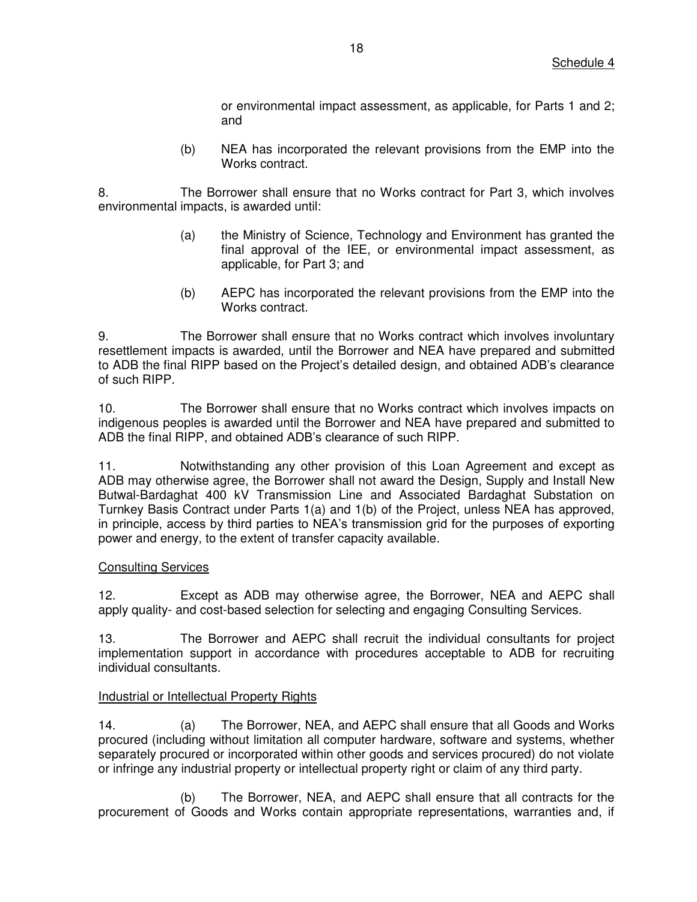or environmental impact assessment, as applicable, for Parts 1 and 2; and

(b) NEA has incorporated the relevant provisions from the EMP into the Works contract.

8. The Borrower shall ensure that no Works contract for Part 3, which involves environmental impacts, is awarded until:

(a) the Ministry of Science, Technology and Environment has granted the final approval of the IEE, or environmental impact assessment, as applicable, for Part 3; and

(b) AEPC has incorporated the relevant provisions from the EMP into the Works contract.

9. The Borrower shall ensure that no Works contract which involves involuntary resettlement impacts is awarded, until the Borrower and NEA have prepared and submitted to ADB the final RIPP based on the Project's detailed design, and obtained ADB's clearance of such RIPP.

10. The Borrower shall ensure that no Works contract which involves impacts on indigenous peoples is awarded until the Borrower and NEA have prepared and submitted to ADB the final RIPP, and obtained ADB's clearance of such RIPP.

11. Notwithstanding any other provision of this Loan Agreement and except as ADB may otherwise agree, the Borrower shall not award the Design, Supply and Install New Butwal-Bardaghat 400 kV Transmission Line and Associated Bardaghat Substation on Turnkey Basis Contract under Parts 1(a) and 1(b) of the Project, unless NEA has approved, in principle, access by third parties to NEA's transmission grid for the purposes of exporting power and energy, to the extent of transfer capacity available.

Consulting Services

12. Except as ADB may otherwise agree, the Borrower, NEA and AEPC shall apply quality- and cost-based selection for selecting and engaging Consulting Services.

13. The Borrower and AEPC shall recruit the individual consultants for project implementation support in accordance with procedures acceptable to ADB for recruiting individual consultants.

Industrial or Intellectual Property Rights

14. (a) The Borrower, NEA, and AEPC shall ensure that all Goods and Works procured (including without limitation all computer hardware, software and systems, whether separately procured or incorporated within other goods and services procured) do not violate or infringe any industrial property or intellectual property right or claim of any third party.

(b) The Borrower, NEA, and AEPC shall ensure that all contracts for the procurement of Goods and Works contain appropriate representations, warranties and, if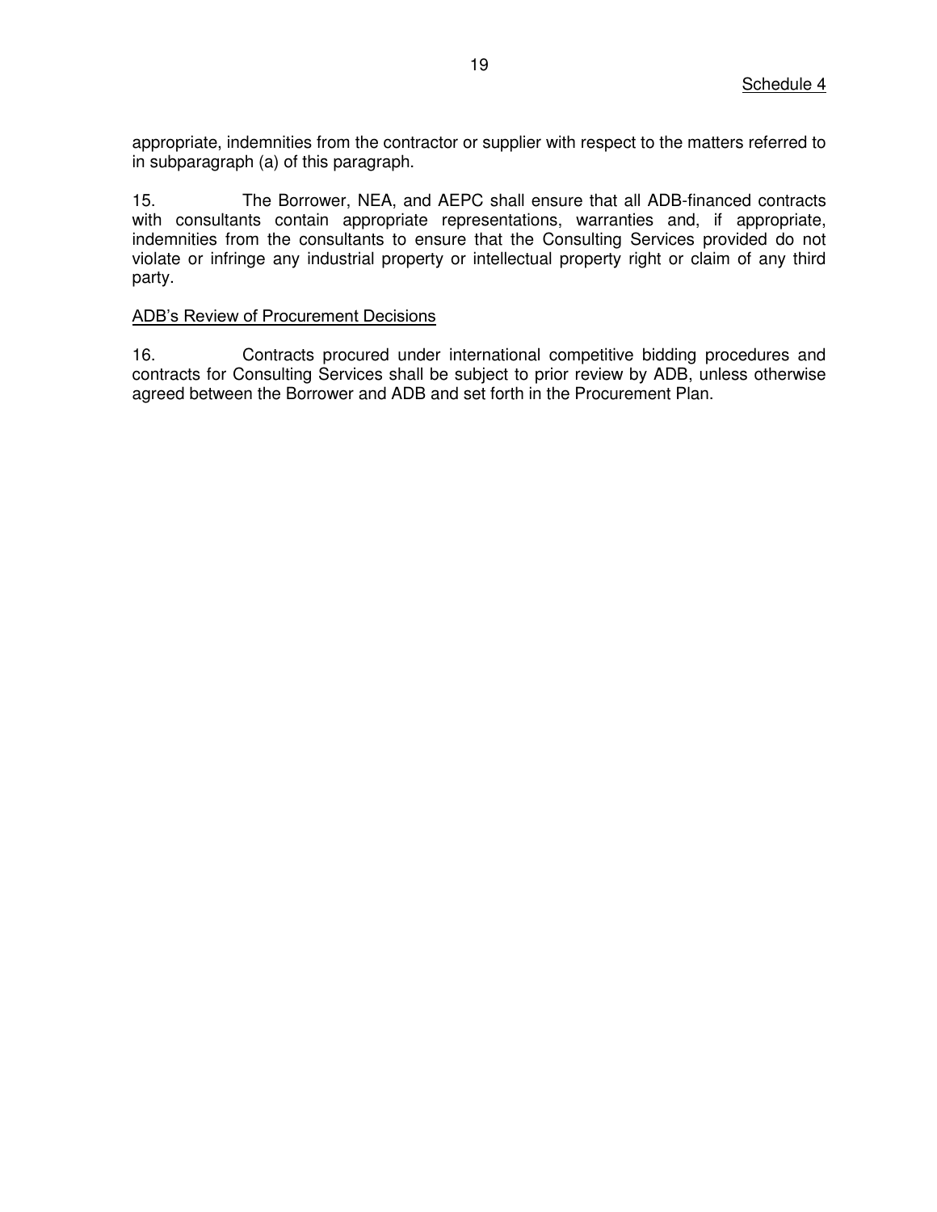appropriate, indemnities from the contractor or supplier with respect to the matters referred to in subparagraph (a) of this paragraph.

15. The Borrower, NEA, and AEPC shall ensure that all ADB-financed contracts with consultants contain appropriate representations, warranties and, if appropriate, indemnities from the consultants to ensure that the Consulting Services provided do not violate or infringe any industrial property or intellectual property right or claim of any third party.

ADB's Review of Procurement Decisions

16. Contracts procured under international competitive bidding procedures and contracts for Consulting Services shall be subject to prior review by ADB, unless otherwise agreed between the Borrower and ADB and set forth in the Procurement Plan.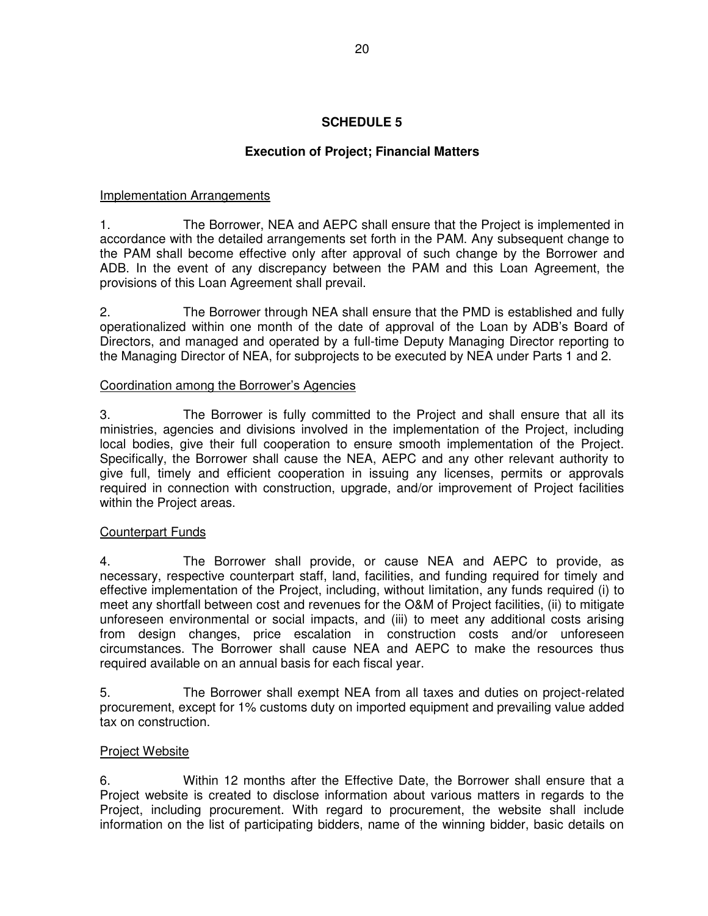# SCHEDULE 5

## Execution of Project; Financial Matters

Implementation Arrangements

1. The Borrower, NEA and AEPC shall ensure that the Project is implemented in accordance with the detailed arrangements set forth in the PAM. Any subsequent change to the PAM shall become effective only after approval of such change by the Borrower and ADB. In the event of any discrepancy between the PAM and this Loan Agreement, the provisions of this Loan Agreement shall prevail.

2. The Borrower through NEA shall ensure that the PMD is established and fully operationalized within one month of the date of approval of the Loan by ADB's Board of Directors, and managed and operated by a full-time Deputy Managing Director reporting to the Managing Director of NEA, for subprojects to be executed by NEA under Parts 1 and 2.

Coordination among the Borrower's Agencies

3. The Borrower is fully committed to the Project and shall ensure that all its ministries, agencies and divisions involved in the implementation of the Project, including local bodies, give their full cooperation to ensure smooth implementation of the Project. Specifically, the Borrower shall cause the NEA, AEPC and any other relevant authority to give full, timely and efficient cooperation in issuing any licenses, permits or approvals required in connection with construction, upgrade, and/or improvement of Project facilities within the Project areas.

Counterpart Funds

4. The Borrower shall provide, or cause NEA and AEPC to provide, as necessary, respective counterpart staff, land, facilities, and funding required for timely and effective implementation of the Project, including, without limitation, any funds required (i) to meet any shortfall between cost and revenues for the O&M of Project facilities, (ii) to mitigate unforeseen environmental or social impacts, and (iii) to meet any additional costs arising from design changes, price escalation in construction costs and/or unforeseen circumstances. The Borrower shall cause NEA and AEPC to make the resources thus required available on an annual basis for each fiscal year.

5. The Borrower shall exempt NEA from all taxes and duties on project-related procurement, except for 1% customs duty on imported equipment and prevailing value added tax on construction.

Project Website

6. Within 12 months after the Effective Date, the Borrower shall ensure that a Project website is created to disclose information about various matters in regards to the Project, including procurement. With regard to procurement, the website shall include information on the list of participating bidders, name of the winning bidder, basic details on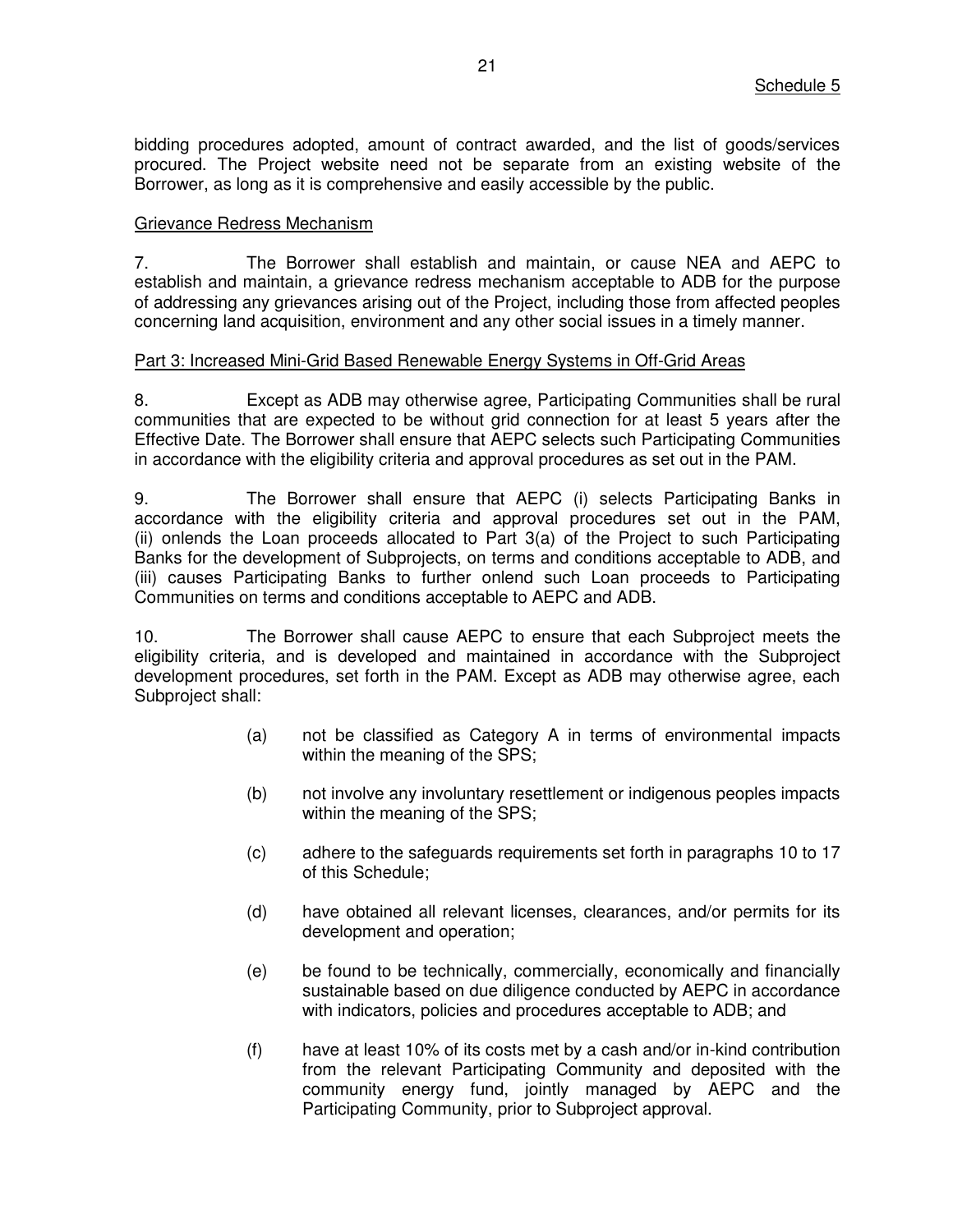Schedule 5

bidding procedures adopted, amount of contract awarded, and the list of goods/services procured. The Project website need not be separate from an existing website of the Borrower, as long as it is comprehensive and easily accessible by the public.

Grievance Redress Mechanism

7. The Borrower shall establish and maintain, or cause NEA and AEPC to establish and maintain, a grievance redress mechanism acceptable to ADB for the purpose of addressing any grievances arising out of the Project, including those from affected peoples concerning land acquisition, environment and any other social issues in a timely manner.

Part 3: Increased Mini-Grid Based Renewable Energy Systems in Off-Grid Areas

8. Except as ADB may otherwise agree, Participating Communities shall be rural communities that are expected to be without grid connection for at least 5 years after the Effective Date. The Borrower shall ensure that AEPC selects such Participating Communities in accordance with the eligibility criteria and approval procedures as set out in the PAM.

9. The Borrower shall ensure that AEPC (i) selects Participating Banks in accordance with the eligibility criteria and approval procedures set out in the PAM, (ii) onlends the Loan proceeds allocated to Part 3(a) of the Project to such Participating Banks for the development of Subprojects, on terms and conditions acceptable to ADB, and (iii) causes Participating Banks to further onlend such Loan proceeds to Participating Communities on terms and conditions acceptable to AEPC and ADB.

10. The Borrower shall cause AEPC to ensure that each Subproject meets the eligibility criteria, and is developed and maintained in accordance with the Subproject development procedures, set forth in the PAM. Except as ADB may otherwise agree, each Subproject shall:

(a) not be classified as Category A in terms of environmental impacts within the meaning of the SPS;

(b) not involve any involuntary resettlement or indigenous peoples impacts within the meaning of the SPS;

(c) adhere to the safeguards requirements set forth in paragraphs 10 to 17 of this Schedule;

(d) have obtained all relevant licenses, clearances, and/or permits for its development and operation;

(e) be found to be technically, commercially, economically and financially sustainable based on due diligence conducted by AEPC in accordance with indicators, policies and procedures acceptable to ADB; and

(f) have at least 10% of its costs met by a cash and/or in-kind contribution from the relevant Participating Community and deposited with the community energy fund, jointly managed by AEPC and the Participating Community, prior to Subproject approval.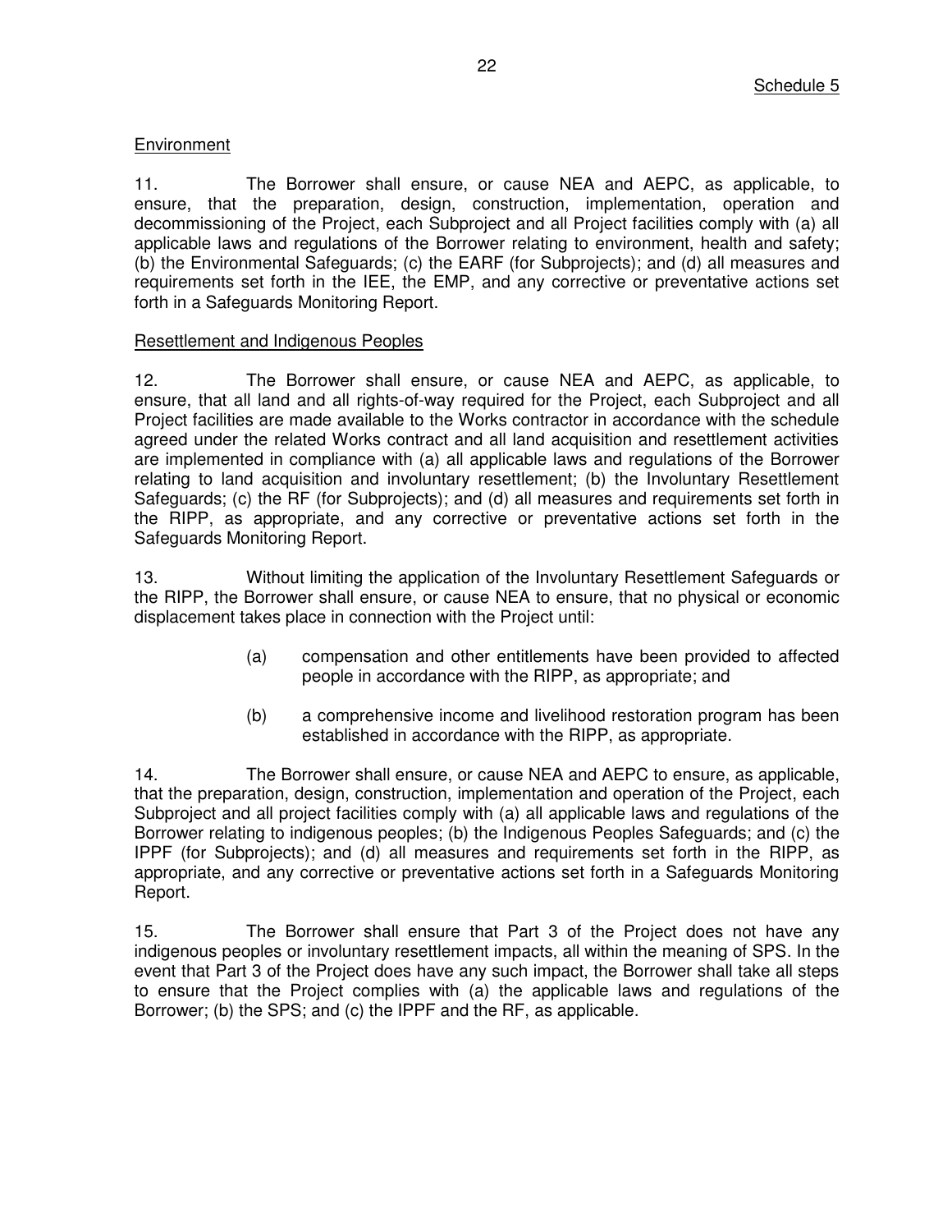Schedule 5

Environment

11. The Borrower shall ensure, or cause NEA and AEPC, as applicable, to ensure, that the preparation, design, construction, implementation, operation and decommissioning of the Project, each Subproject and all Project facilities comply with (a) all applicable laws and regulations of the Borrower relating to environment, health and safety; (b) the Environmental Safeguards; (c) the EARF (for Subprojects); and (d) all measures and requirements set forth in the IEE, the EMP, and any corrective or preventative actions set forth in a Safeguards Monitoring Report.

Resettlement and Indigenous Peoples

12. The Borrower shall ensure, or cause NEA and AEPC, as applicable, to ensure, that all land and all rights-of-way required for the Project, each Subproject and all Project facilities are made available to the Works contractor in accordance with the schedule agreed under the related Works contract and all land acquisition and resettlement activities are implemented in compliance with (a) all applicable laws and regulations of the Borrower relating to land acquisition and involuntary resettlement; (b) the Involuntary Resettlement Safeguards; (c) the RF (for Subprojects); and (d) all measures and requirements set forth in the RIPP, as appropriate, and any corrective or preventative actions set forth in the Safeguards Monitoring Report.

13. Without limiting the application of the Involuntary Resettlement Safeguards or the RIPP, the Borrower shall ensure, or cause NEA to ensure, that no physical or economic displacement takes place in connection with the Project until:

(a) compensation and other entitlements have been provided to affected people in accordance with the RIPP, as appropriate; and

(b) a comprehensive income and livelihood restoration program has been established in accordance with the RIPP, as appropriate.

14. The Borrower shall ensure, or cause NEA and AEPC to ensure, as applicable, that the preparation, design, construction, implementation and operation of the Project, each Subproject and all project facilities comply with (a) all applicable laws and regulations of the Borrower relating to indigenous peoples; (b) the Indigenous Peoples Safeguards; and (c) the IPPF (for Subprojects); and (d) all measures and requirements set forth in the RIPP, as appropriate, and any corrective or preventative actions set forth in a Safeguards Monitoring Report.

15. The Borrower shall ensure that Part 3 of the Project does not have any indigenous peoples or involuntary resettlement impacts, all within the meaning of SPS. In the event that Part 3 of the Project does have any such impact, the Borrower shall take all steps to ensure that the Project complies with (a) the applicable laws and regulations of the Borrower; (b) the SPS; and (c) the IPPF and the RF, as applicable.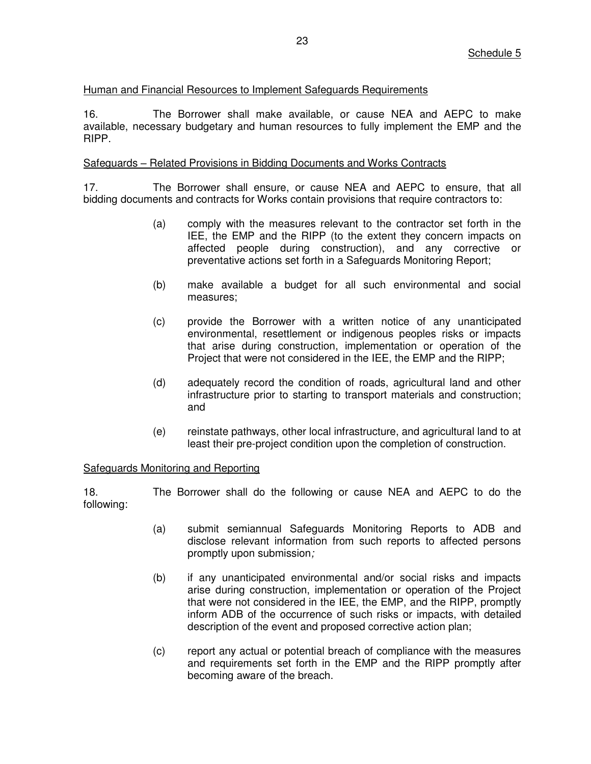Schedule 5

Human and Financial Resources to Implement Safeguards Requirements

16. The Borrower shall make available, or cause NEA and AEPC to make available, necessary budgetary and human resources to fully implement the EMP and the RIPP.

Safeguards – Related Provisions in Bidding Documents and Works Contracts

17. The Borrower shall ensure, or cause NEA and AEPC to ensure, that all bidding documents and contracts for Works contain provisions that require contractors to:

(a) comply with the measures relevant to the contractor set forth in the IEE, the EMP and the RIPP (to the extent they concern impacts on affected people during construction), and any corrective or preventative actions set forth in a Safeguards Monitoring Report;

(b) make available a budget for all such environmental and social measures;

(c) provide the Borrower with a written notice of any unanticipated environmental, resettlement or indigenous peoples risks or impacts that arise during construction, implementation or operation of the Project that were not considered in the IEE, the EMP and the RIPP;

(d) adequately record the condition of roads, agricultural land and other infrastructure prior to starting to transport materials and construction; and

(e) reinstate pathways, other local infrastructure, and agricultural land to at least their pre-project condition upon the completion of construction.

Safeguards Monitoring and Reporting

18. The Borrower shall do the following or cause NEA and AEPC to do the following:

(a) submit semiannual Safeguards Monitoring Reports to ADB and disclose relevant information from such reports to affected persons promptly upon submission;

(b) if any unanticipated environmental and/or social risks and impacts arise during construction, implementation or operation of the Project that were not considered in the IEE, the EMP, and the RIPP, promptly inform ADB of the occurrence of such risks or impacts, with detailed description of the event and proposed corrective action plan;

(c) report any actual or potential breach of compliance with the measures and requirements set forth in the EMP and the RIPP promptly after becoming aware of the breach.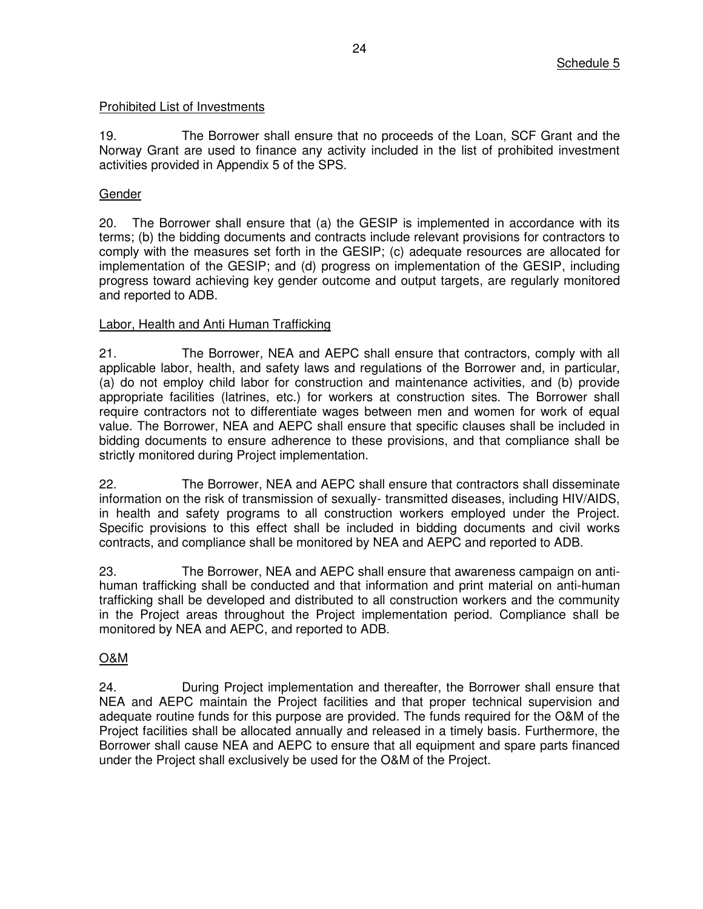Schedule 5

Prohibited List of Investments

19. The Borrower shall ensure that no proceeds of the Loan, SCF Grant and the Norway Grant are used to finance any activity included in the list of prohibited investment activities provided in Appendix 5 of the SPS.

Gender

20. The Borrower shall ensure that (a) the GESIP is implemented in accordance with its terms; (b) the bidding documents and contracts include relevant provisions for contractors to comply with the measures set forth in the GESIP; (c) adequate resources are allocated for implementation of the GESIP; and (d) progress on implementation of the GESIP, including progress toward achieving key gender outcome and output targets, are regularly monitored and reported to ADB.

Labor, Health and Anti Human Trafficking

21. The Borrower, NEA and AEPC shall ensure that contractors, comply with all applicable labor, health, and safety laws and regulations of the Borrower and, in particular, (a) do not employ child labor for construction and maintenance activities, and (b) provide appropriate facilities (latrines, etc.) for workers at construction sites. The Borrower shall require contractors not to differentiate wages between men and women for work of equal value. The Borrower, NEA and AEPC shall ensure that specific clauses shall be included in bidding documents to ensure adherence to these provisions, and that compliance shall be strictly monitored during Project implementation.

22. The Borrower, NEA and AEPC shall ensure that contractors shall disseminate information on the risk of transmission of sexually- transmitted diseases, including HIV/AIDS, in health and safety programs to all construction workers employed under the Project. Specific provisions to this effect shall be included in bidding documents and civil works contracts, and compliance shall be monitored by NEA and AEPC and reported to ADB.

23. The Borrower, NEA and AEPC shall ensure that awareness campaign on anti-human trafficking shall be conducted and that information and print material on anti-human trafficking shall be developed and distributed to all construction workers and the community in the Project areas throughout the Project implementation period. Compliance shall be monitored by NEA and AEPC, and reported to ADB.

O&M

24. During Project implementation and thereafter, the Borrower shall ensure that NEA and AEPC maintain the Project facilities and that proper technical supervision and adequate routine funds for this purpose are provided. The funds required for the O&M of the Project facilities shall be allocated annually and released in a timely basis. Furthermore, the Borrower shall cause NEA and AEPC to ensure that all equipment and spare parts financed under the Project shall exclusively be used for the O&M of the Project.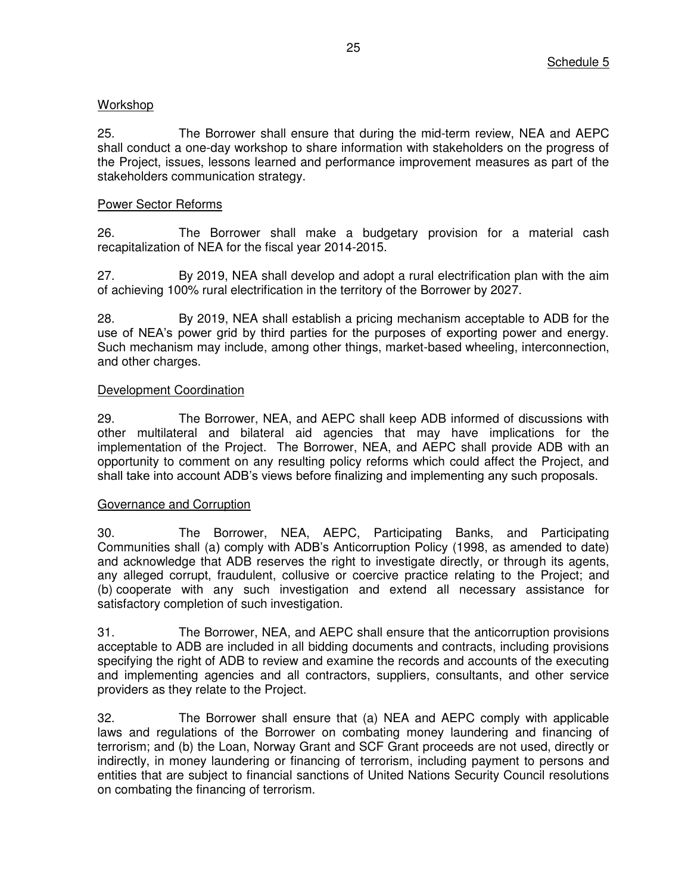Schedule 5

Workshop

25. The Borrower shall ensure that during the mid-term review, NEA and AEPC shall conduct a one-day workshop to share information with stakeholders on the progress of the Project, issues, lessons learned and performance improvement measures as part of the stakeholders communication strategy.

Power Sector Reforms

26. The Borrower shall make a budgetary provision for a material cash recapitalization of NEA for the fiscal year 2014-2015.

27. By 2019, NEA shall develop and adopt a rural electrification plan with the aim of achieving 100% rural electrification in the territory of the Borrower by 2027.

28. By 2019, NEA shall establish a pricing mechanism acceptable to ADB for the use of NEA's power grid by third parties for the purposes of exporting power and energy. Such mechanism may include, among other things, market-based wheeling, interconnection, and other charges.

Development Coordination

29. The Borrower, NEA, and AEPC shall keep ADB informed of discussions with other multilateral and bilateral aid agencies that may have implications for the implementation of the Project. The Borrower, NEA, and AEPC shall provide ADB with an opportunity to comment on any resulting policy reforms which could affect the Project, and shall take into account ADB's views before finalizing and implementing any such proposals.

Governance and Corruption

30. The Borrower, NEA, AEPC, Participating Banks, and Participating Communities shall (a) comply with ADB's Anticorruption Policy (1998, as amended to date) and acknowledge that ADB reserves the right to investigate directly, or through its agents, any alleged corrupt, fraudulent, collusive or coercive practice relating to the Project; and (b) cooperate with any such investigation and extend all necessary assistance for satisfactory completion of such investigation.

31. The Borrower, NEA, and AEPC shall ensure that the anticorruption provisions acceptable to ADB are included in all bidding documents and contracts, including provisions specifying the right of ADB to review and examine the records and accounts of the executing and implementing agencies and all contractors, suppliers, consultants, and other service providers as they relate to the Project.

32. The Borrower shall ensure that (a) NEA and AEPC comply with applicable laws and regulations of the Borrower on combating money laundering and financing of terrorism; and (b) the Loan, Norway Grant and SCF Grant proceeds are not used, directly or indirectly, in money laundering or financing of terrorism, including payment to persons and entities that are subject to financial sanctions of United Nations Security Council resolutions on combating the financing of terrorism.